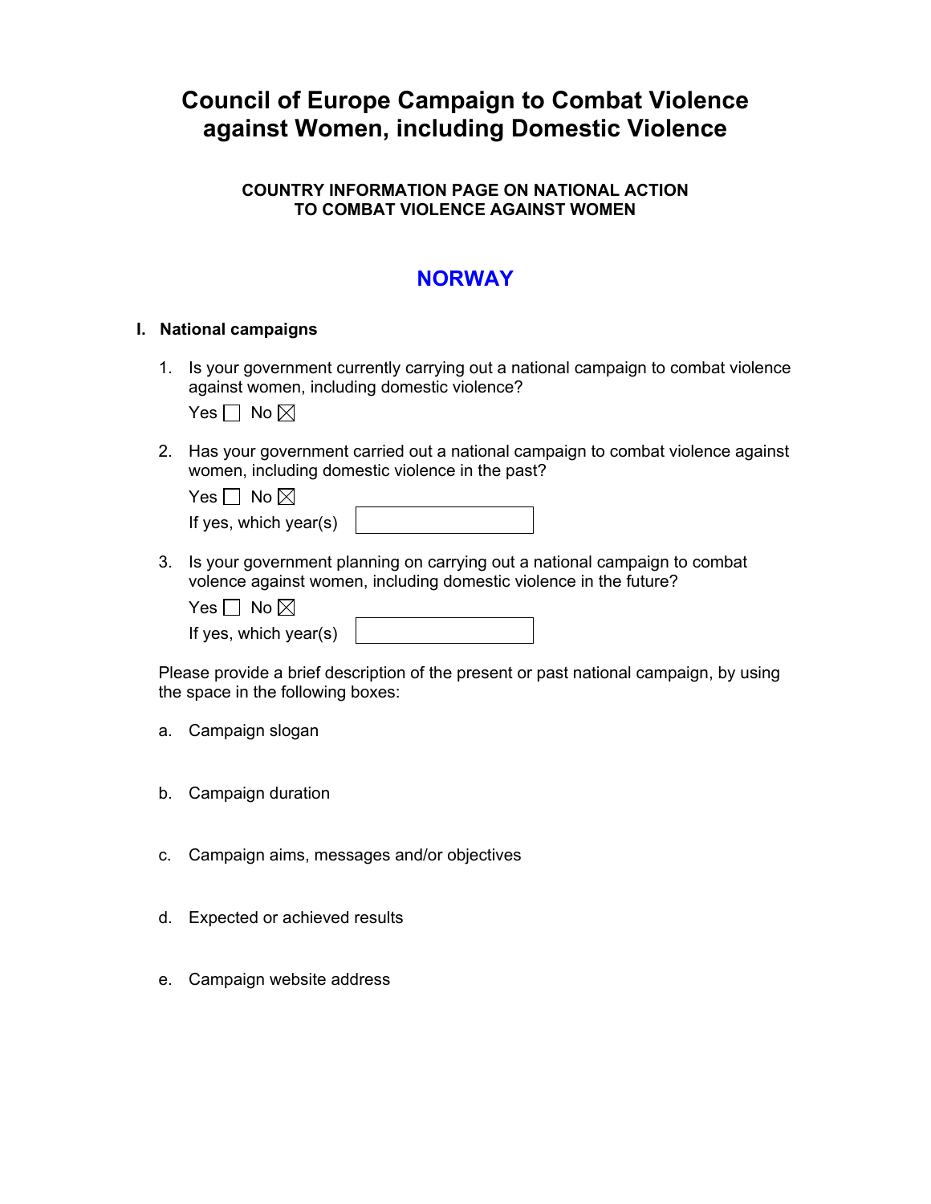# Council of Europe Campaign to Combat Violence against Women, including Domestic Violence

## COUNTRY INFORMATION PAGE ON NATIONAL ACTION TO COMBAT VIOLENCE AGAINST WOMEN

## NORWAY

### I. National campaigns

1. Is your government currently carrying out a national campaign to combat violence against women, including domestic violence?

   Yes ☐ No ☒

2. Has your government carried out a national campaign to combat violence against women, including domestic violence in the past?

   Yes ☐ No ☒

   If yes, which year(s)

3. Is your government planning on carrying out a national campaign to combat volence against women, including domestic violence in the future?

   Yes ☐ No ☒

   If yes, which year(s)

Please provide a brief description of the present or past national campaign, by using the space in the following boxes:

a. Campaign slogan

b. Campaign duration

c. Campaign aims, messages and/or objectives

d. Expected or achieved results

e. Campaign website address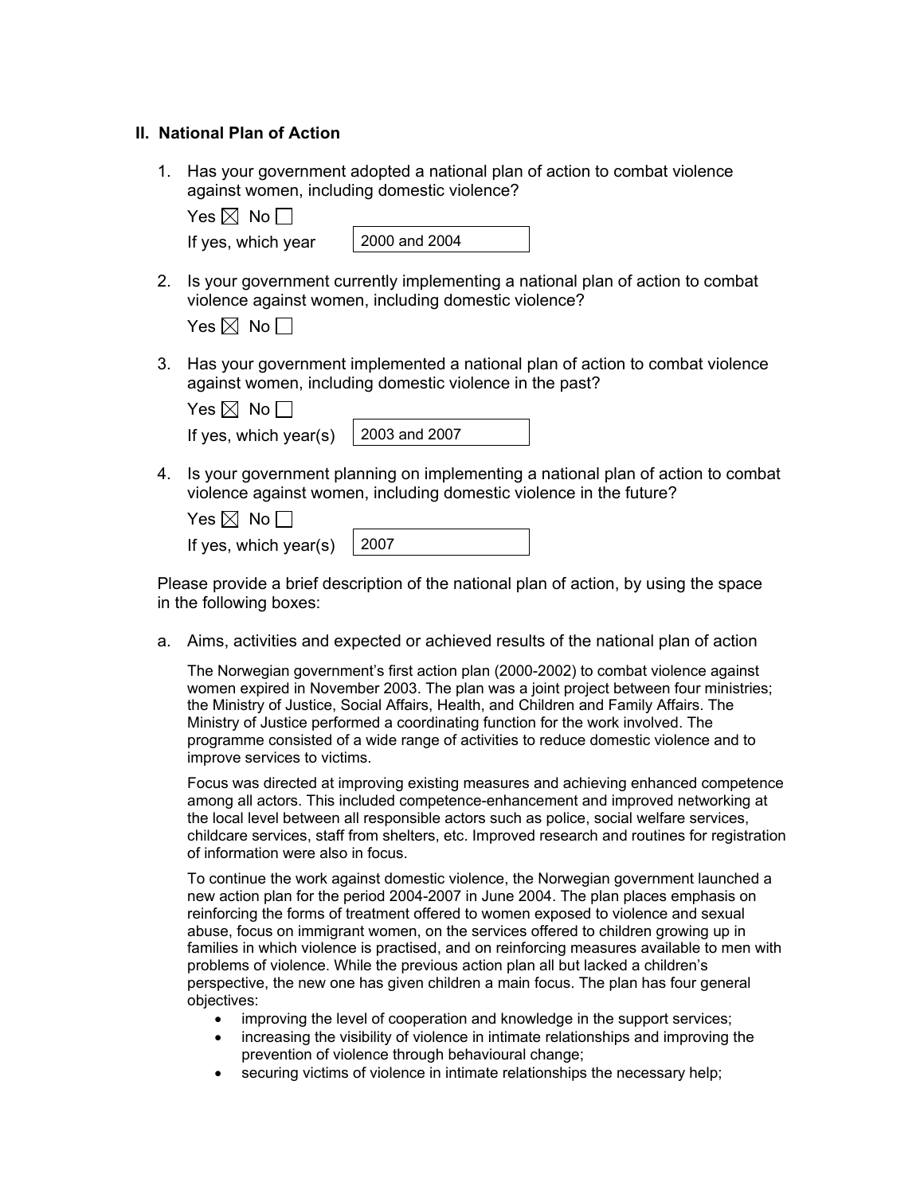## II. National Plan of Action

1. Has your government adopted a national plan of action to combat violence against women, including domestic violence?

   Yes ☒ No ☐

   If yes, which year: 2000 and 2004

2. Is your government currently implementing a national plan of action to combat violence against women, including domestic violence?

   Yes ☒ No ☐

3. Has your government implemented a national plan of action to combat violence against women, including domestic violence in the past?

   Yes ☒ No ☐

   If yes, which year(s): 2003 and 2007

4. Is your government planning on implementing a national plan of action to combat violence against women, including domestic violence in the future?

   Yes ☒ No ☐

   If yes, which year(s): 2007

Please provide a brief description of the national plan of action, by using the space in the following boxes:

a. Aims, activities and expected or achieved results of the national plan of action

The Norwegian government's first action plan (2000-2002) to combat violence against women expired in November 2003. The plan was a joint project between four ministries; the Ministry of Justice, Social Affairs, Health, and Children and Family Affairs. The Ministry of Justice performed a coordinating function for the work involved. The programme consisted of a wide range of activities to reduce domestic violence and to improve services to victims.

Focus was directed at improving existing measures and achieving enhanced competence among all actors. This included competence-enhancement and improved networking at the local level between all responsible actors such as police, social welfare services, childcare services, staff from shelters, etc. Improved research and routines for registration of information were also in focus.

To continue the work against domestic violence, the Norwegian government launched a new action plan for the period 2004-2007 in June 2004. The plan places emphasis on reinforcing the forms of treatment offered to women exposed to violence and sexual abuse, focus on immigrant women, on the services offered to children growing up in families in which violence is practised, and on reinforcing measures available to men with problems of violence. While the previous action plan all but lacked a children's perspective, the new one has given children a main focus. The plan has four general objectives:

- improving the level of cooperation and knowledge in the support services;
- increasing the visibility of violence in intimate relationships and improving the prevention of violence through behavioural change;
- securing victims of violence in intimate relationships the necessary help;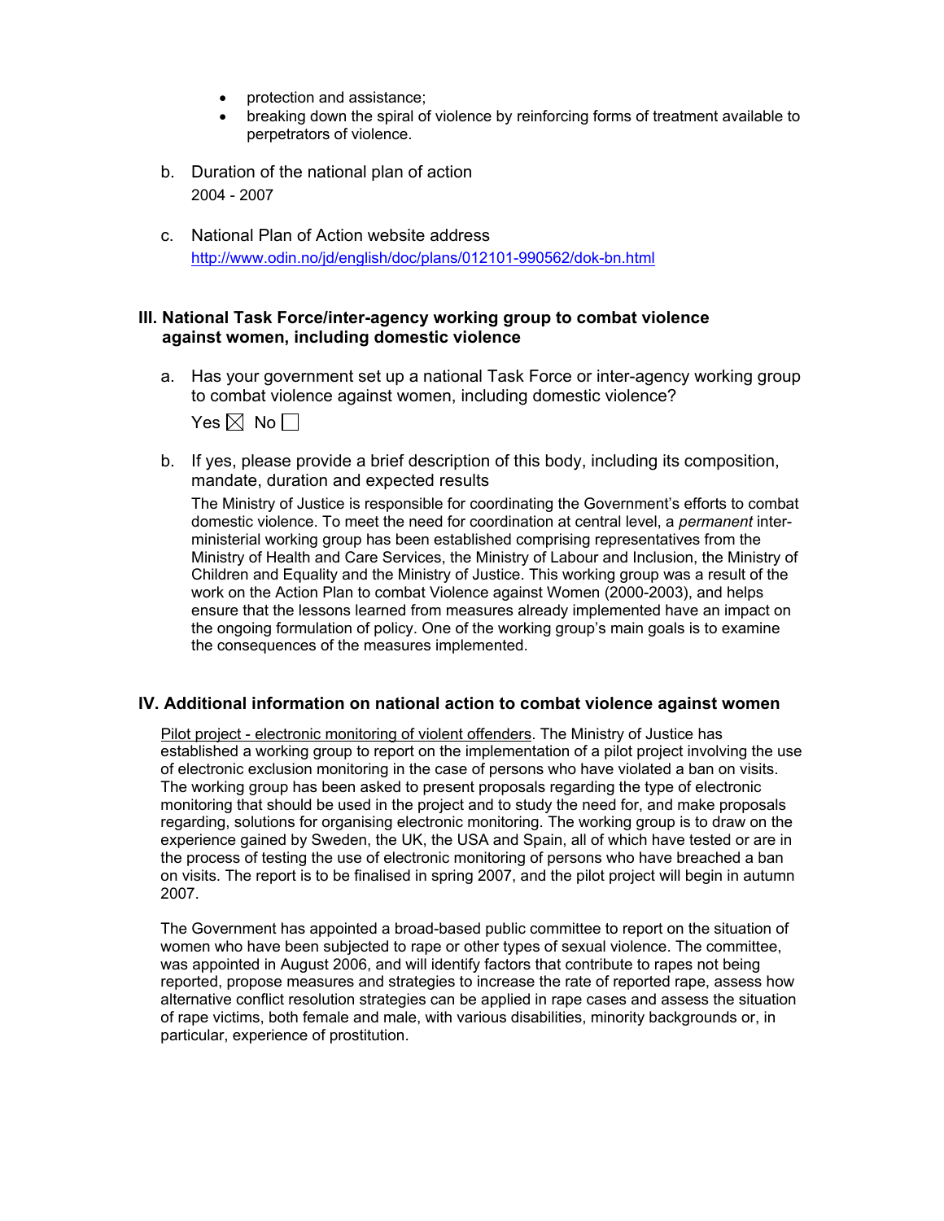- protection and assistance;
- breaking down the spiral of violence by reinforcing forms of treatment available to perpetrators of violence.

b. Duration of the national plan of action

2004 - 2007

c. National Plan of Action website address

http://www.odin.no/jd/english/doc/plans/012101-990562/dok-bn.html

## III. National Task Force/inter-agency working group to combat violence against women, including domestic violence

a. Has your government set up a national Task Force or inter-agency working group to combat violence against women, including domestic violence?

Yes ☒ No ☐

b. If yes, please provide a brief description of this body, including its composition, mandate, duration and expected results

The Ministry of Justice is responsible for coordinating the Government's efforts to combat domestic violence. To meet the need for coordination at central level, a *permanent* inter-ministerial working group has been established comprising representatives from the Ministry of Health and Care Services, the Ministry of Labour and Inclusion, the Ministry of Children and Equality and the Ministry of Justice. This working group was a result of the work on the Action Plan to combat Violence against Women (2000-2003), and helps ensure that the lessons learned from measures already implemented have an impact on the ongoing formulation of policy. One of the working group's main goals is to examine the consequences of the measures implemented.

## IV. Additional information on national action to combat violence against women

<u>Pilot project - electronic monitoring of violent offenders</u>. The Ministry of Justice has established a working group to report on the implementation of a pilot project involving the use of electronic exclusion monitoring in the case of persons who have violated a ban on visits. The working group has been asked to present proposals regarding the type of electronic monitoring that should be used in the project and to study the need for, and make proposals regarding, solutions for organising electronic monitoring. The working group is to draw on the experience gained by Sweden, the UK, the USA and Spain, all of which have tested or are in the process of testing the use of electronic monitoring of persons who have breached a ban on visits. The report is to be finalised in spring 2007, and the pilot project will begin in autumn 2007.

The Government has appointed a broad-based public committee to report on the situation of women who have been subjected to rape or other types of sexual violence. The committee, was appointed in August 2006, and will identify factors that contribute to rapes not being reported, propose measures and strategies to increase the rate of reported rape, assess how alternative conflict resolution strategies can be applied in rape cases and assess the situation of rape victims, both female and male, with various disabilities, minority backgrounds or, in particular, experience of prostitution.